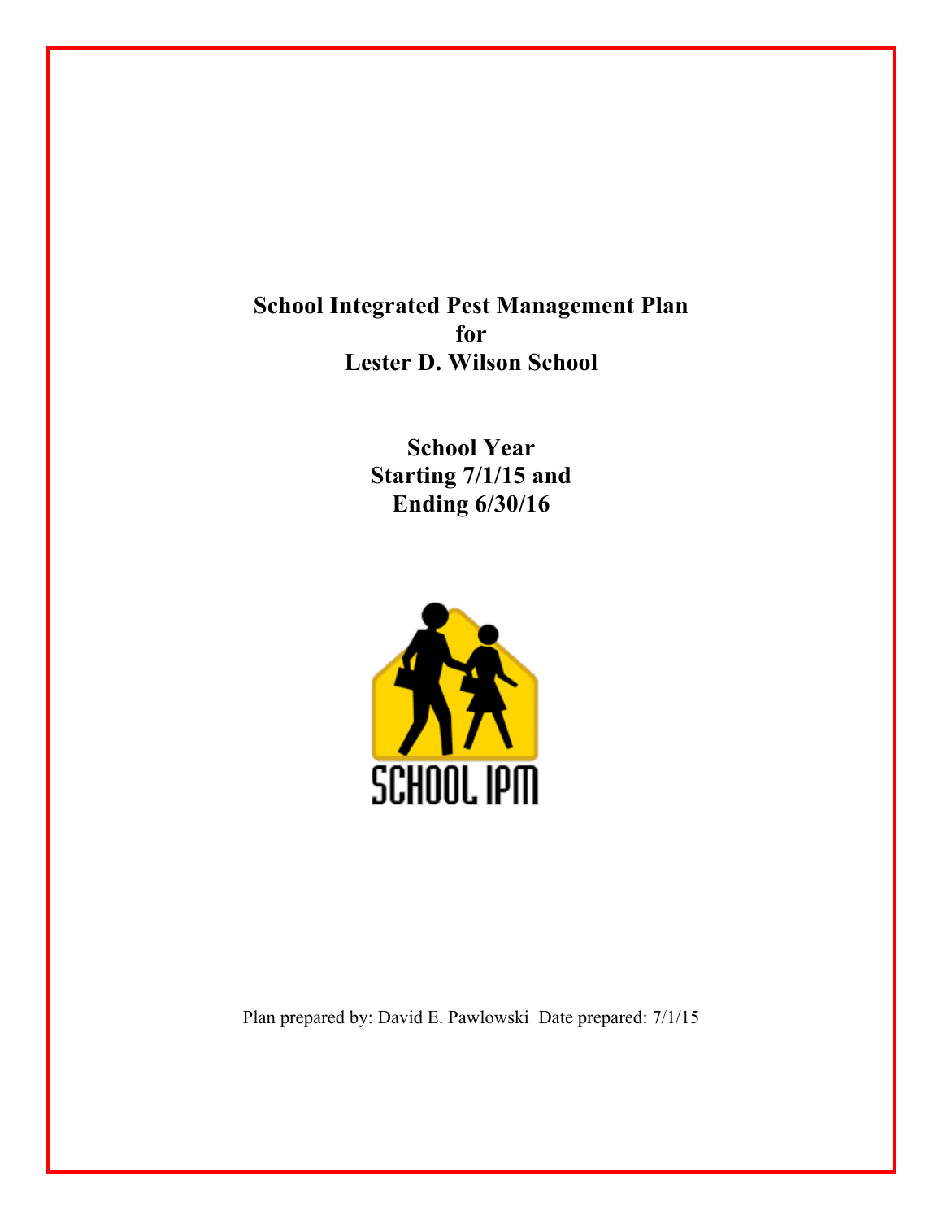# School Integrated Pest Management Plan for Lester D. Wilson School

## School Year Starting 7/1/15 and Ending 6/30/16

SCHOOL IPM

Plan prepared by: David E. Pawlowski Date prepared: 7/1/15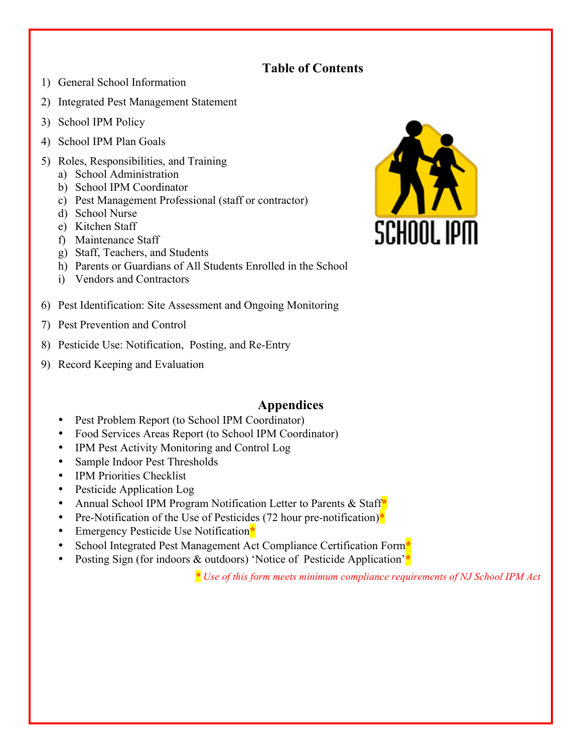## Table of Contents

1) General School Information
2) Integrated Pest Management Statement
3) School IPM Policy
4) School IPM Plan Goals
5) Roles, Responsibilities, and Training
   a) School Administration
   b) School IPM Coordinator
   c) Pest Management Professional (staff or contractor)
   d) School Nurse
   e) Kitchen Staff
   f) Maintenance Staff
   g) Staff, Teachers, and Students
   h) Parents or Guardians of All Students Enrolled in the School
   i) Vendors and Contractors
6) Pest Identification: Site Assessment and Ongoing Monitoring
7) Pest Prevention and Control
8) Pesticide Use: Notification, Posting, and Re-Entry
9) Record Keeping and Evaluation

SCHOOL IPM

## Appendices

- Pest Problem Report (to School IPM Coordinator)
- Food Services Areas Report (to School IPM Coordinator)
- IPM Pest Activity Monitoring and Control Log
- Sample Indoor Pest Thresholds
- IPM Priorities Checklist
- Pesticide Application Log
- Annual School IPM Program Notification Letter to Parents & Staff*
- Pre-Notification of the Use of Pesticides (72 hour pre-notification)*
- Emergency Pesticide Use Notification*
- School Integrated Pest Management Act Compliance Certification Form*
- Posting Sign (for indoors & outdoors) 'Notice of Pesticide Application'*

*\* Use of this form meets minimum compliance requirements of NJ School IPM Act*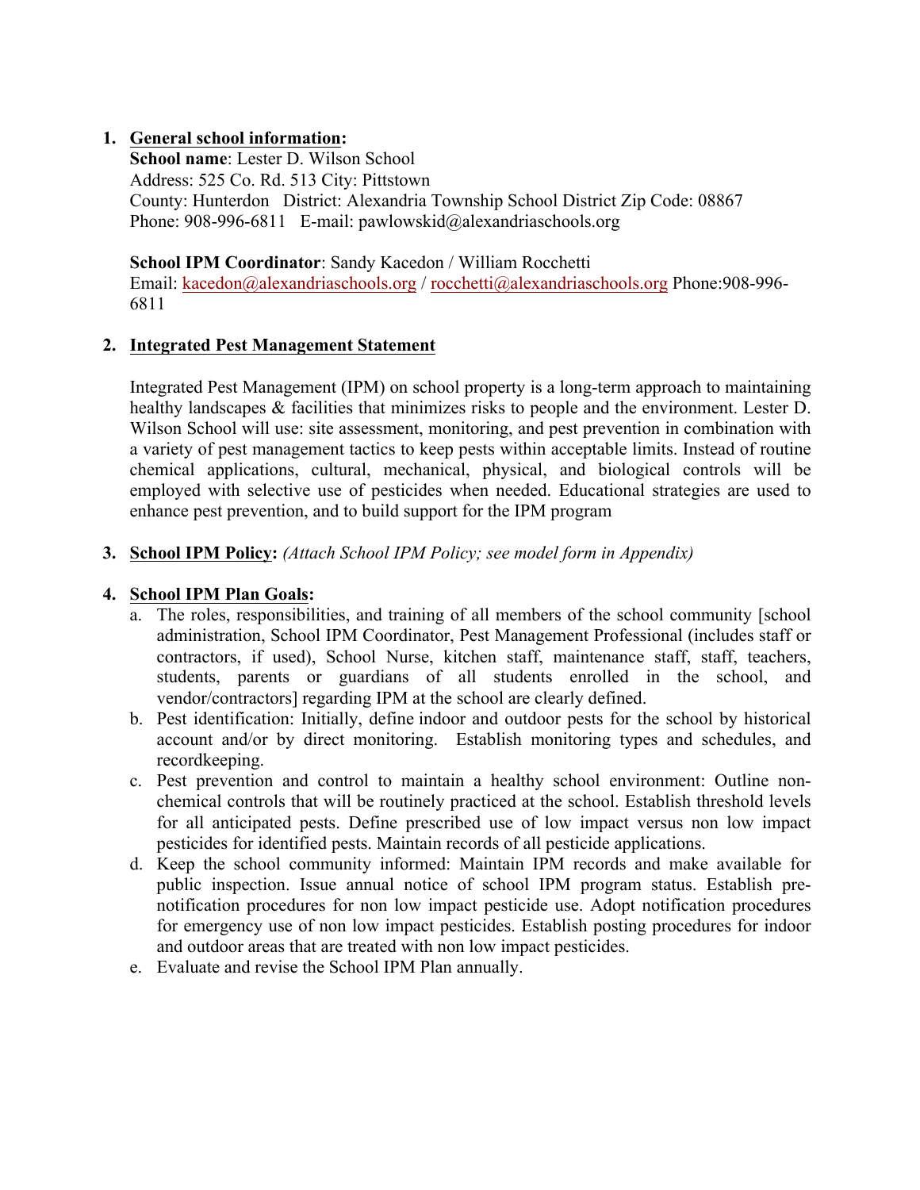1. **General school information:**
   **School name**: Lester D. Wilson School
   Address: 525 Co. Rd. 513 City: Pittstown
   County: Hunterdon District: Alexandria Township School District Zip Code: 08867
   Phone: 908-996-6811 E-mail: pawlowskid@alexandriaschools.org

   **School IPM Coordinator**: Sandy Kacedon / William Rocchetti
   Email: kacedon@alexandriaschools.org / rocchetti@alexandriaschools.org Phone:908-996-6811

2. **Integrated Pest Management Statement**

   Integrated Pest Management (IPM) on school property is a long-term approach to maintaining healthy landscapes & facilities that minimizes risks to people and the environment. Lester D. Wilson School will use: site assessment, monitoring, and pest prevention in combination with a variety of pest management tactics to keep pests within acceptable limits. Instead of routine chemical applications, cultural, mechanical, physical, and biological controls will be employed with selective use of pesticides when needed. Educational strategies are used to enhance pest prevention, and to build support for the IPM program

3. **School IPM Policy:** *(Attach School IPM Policy; see model form in Appendix)*

4. **School IPM Plan Goals:**
   a. The roles, responsibilities, and training of all members of the school community [school administration, School IPM Coordinator, Pest Management Professional (includes staff or contractors, if used), School Nurse, kitchen staff, maintenance staff, staff, teachers, students, parents or guardians of all students enrolled in the school, and vendor/contractors] regarding IPM at the school are clearly defined.
   b. Pest identification: Initially, define indoor and outdoor pests for the school by historical account and/or by direct monitoring. Establish monitoring types and schedules, and recordkeeping.
   c. Pest prevention and control to maintain a healthy school environment: Outline non-chemical controls that will be routinely practiced at the school. Establish threshold levels for all anticipated pests. Define prescribed use of low impact versus non low impact pesticides for identified pests. Maintain records of all pesticide applications.
   d. Keep the school community informed: Maintain IPM records and make available for public inspection. Issue annual notice of school IPM program status. Establish pre-notification procedures for non low impact pesticide use. Adopt notification procedures for emergency use of non low impact pesticides. Establish posting procedures for indoor and outdoor areas that are treated with non low impact pesticides.
   e. Evaluate and revise the School IPM Plan annually.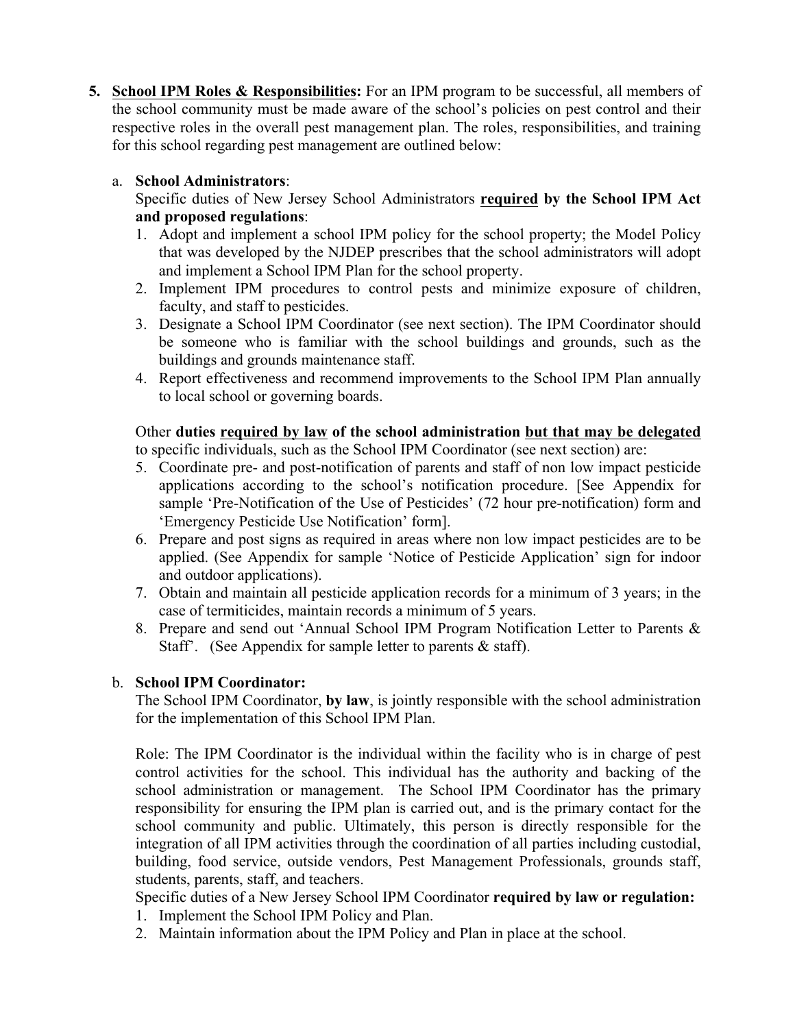5. **School IPM Roles & Responsibilities:** For an IPM program to be successful, all members of the school community must be made aware of the school's policies on pest control and their respective roles in the overall pest management plan. The roles, responsibilities, and training for this school regarding pest management are outlined below:

   a. **School Administrators**:
   
   Specific duties of New Jersey School Administrators **required by the School IPM Act and proposed regulations**:
   
   1. Adopt and implement a school IPM policy for the school property; the Model Policy that was developed by the NJDEP prescribes that the school administrators will adopt and implement a School IPM Plan for the school property.
   2. Implement IPM procedures to control pests and minimize exposure of children, faculty, and staff to pesticides.
   3. Designate a School IPM Coordinator (see next section). The IPM Coordinator should be someone who is familiar with the school buildings and grounds, such as the buildings and grounds maintenance staff.
   4. Report effectiveness and recommend improvements to the School IPM Plan annually to local school or governing boards.
   
   Other **duties required by law of the school administration but that may be delegated** to specific individuals, such as the School IPM Coordinator (see next section) are:
   
   5. Coordinate pre- and post-notification of parents and staff of non low impact pesticide applications according to the school's notification procedure. [See Appendix for sample 'Pre-Notification of the Use of Pesticides' (72 hour pre-notification) form and 'Emergency Pesticide Use Notification' form].
   6. Prepare and post signs as required in areas where non low impact pesticides are to be applied. (See Appendix for sample 'Notice of Pesticide Application' sign for indoor and outdoor applications).
   7. Obtain and maintain all pesticide application records for a minimum of 3 years; in the case of termiticides, maintain records a minimum of 5 years.
   8. Prepare and send out 'Annual School IPM Program Notification Letter to Parents & Staff'. (See Appendix for sample letter to parents & staff).

   b. **School IPM Coordinator:**
   
   The School IPM Coordinator, **by law**, is jointly responsible with the school administration for the implementation of this School IPM Plan.
   
   Role: The IPM Coordinator is the individual within the facility who is in charge of pest control activities for the school. This individual has the authority and backing of the school administration or management. The School IPM Coordinator has the primary responsibility for ensuring the IPM plan is carried out, and is the primary contact for the school community and public. Ultimately, this person is directly responsible for the integration of all IPM activities through the coordination of all parties including custodial, building, food service, outside vendors, Pest Management Professionals, grounds staff, students, parents, staff, and teachers.
   
   Specific duties of a New Jersey School IPM Coordinator **required by law or regulation:**
   
   1. Implement the School IPM Policy and Plan.
   2. Maintain information about the IPM Policy and Plan in place at the school.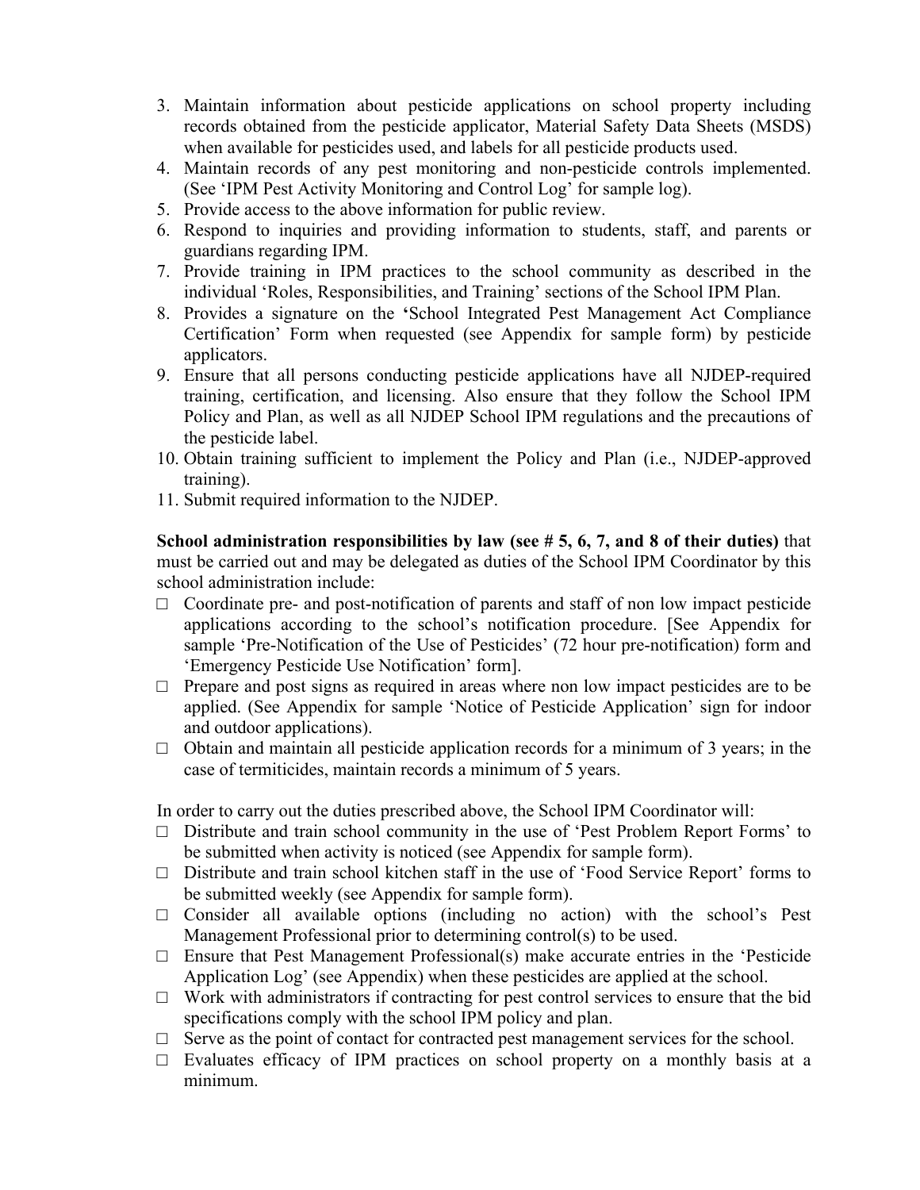3. Maintain information about pesticide applications on school property including records obtained from the pesticide applicator, Material Safety Data Sheets (MSDS) when available for pesticides used, and labels for all pesticide products used.
4. Maintain records of any pest monitoring and non-pesticide controls implemented. (See 'IPM Pest Activity Monitoring and Control Log' for sample log).
5. Provide access to the above information for public review.
6. Respond to inquiries and providing information to students, staff, and parents or guardians regarding IPM.
7. Provide training in IPM practices to the school community as described in the individual 'Roles, Responsibilities, and Training' sections of the School IPM Plan.
8. Provides a signature on the 'School Integrated Pest Management Act Compliance Certification' Form when requested (see Appendix for sample form) by pesticide applicators.
9. Ensure that all persons conducting pesticide applications have all NJDEP-required training, certification, and licensing. Also ensure that they follow the School IPM Policy and Plan, as well as all NJDEP School IPM regulations and the precautions of the pesticide label.
10. Obtain training sufficient to implement the Policy and Plan (i.e., NJDEP-approved training).
11. Submit required information to the NJDEP.

**School administration responsibilities by law (see # 5, 6, 7, and 8 of their duties)** that must be carried out and may be delegated as duties of the School IPM Coordinator by this school administration include:

- □ Coordinate pre- and post-notification of parents and staff of non low impact pesticide applications according to the school's notification procedure. [See Appendix for sample 'Pre-Notification of the Use of Pesticides' (72 hour pre-notification) form and 'Emergency Pesticide Use Notification' form].
- □ Prepare and post signs as required in areas where non low impact pesticides are to be applied. (See Appendix for sample 'Notice of Pesticide Application' sign for indoor and outdoor applications).
- □ Obtain and maintain all pesticide application records for a minimum of 3 years; in the case of termiticides, maintain records a minimum of 5 years.

In order to carry out the duties prescribed above, the School IPM Coordinator will:

- □ Distribute and train school community in the use of 'Pest Problem Report Forms' to be submitted when activity is noticed (see Appendix for sample form).
- □ Distribute and train school kitchen staff in the use of 'Food Service Report' forms to be submitted weekly (see Appendix for sample form).
- □ Consider all available options (including no action) with the school's Pest Management Professional prior to determining control(s) to be used.
- □ Ensure that Pest Management Professional(s) make accurate entries in the 'Pesticide Application Log' (see Appendix) when these pesticides are applied at the school.
- □ Work with administrators if contracting for pest control services to ensure that the bid specifications comply with the school IPM policy and plan.
- □ Serve as the point of contact for contracted pest management services for the school.
- □ Evaluates efficacy of IPM practices on school property on a monthly basis at a minimum.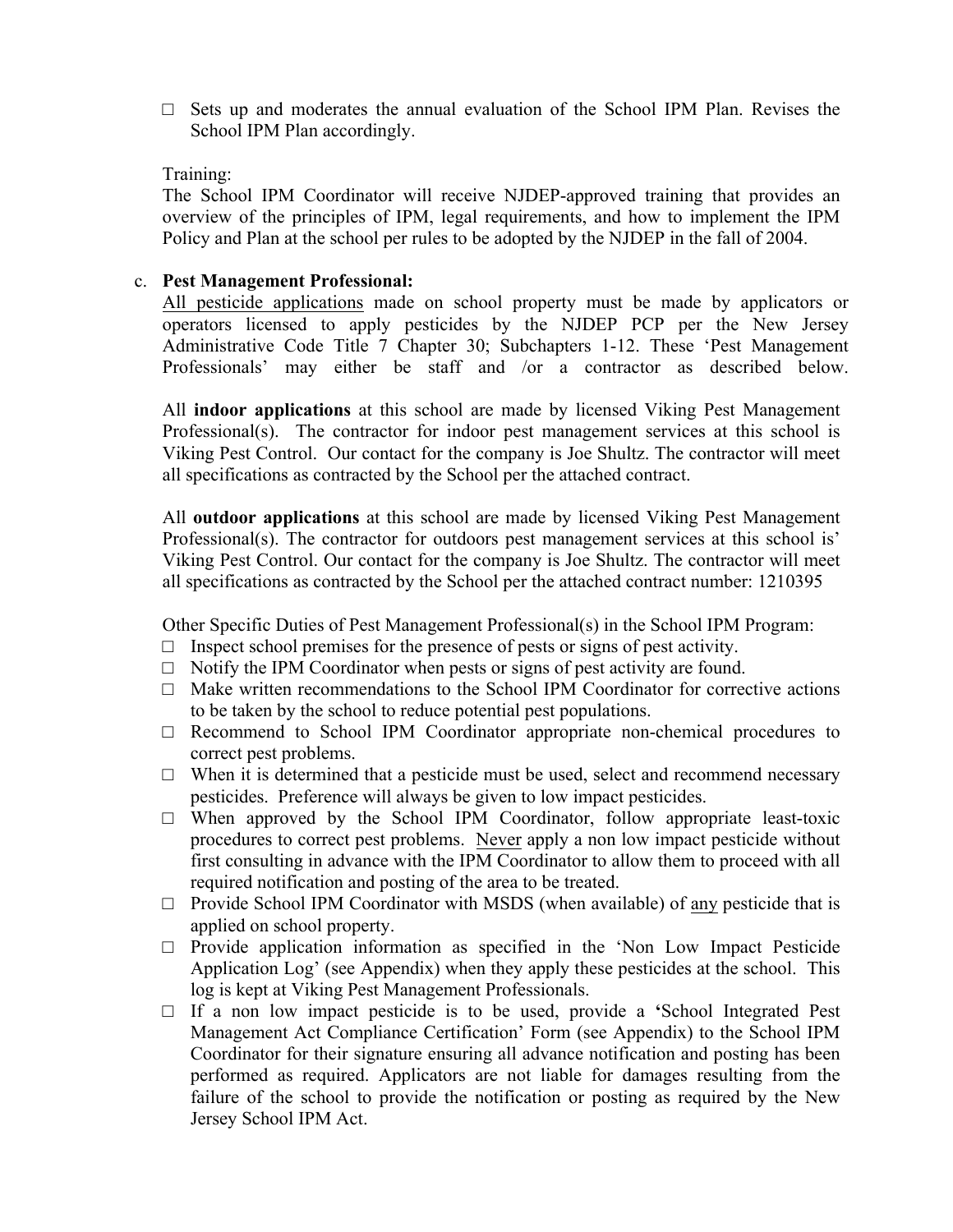- □ Sets up and moderates the annual evaluation of the School IPM Plan. Revises the School IPM Plan accordingly.

Training:
The School IPM Coordinator will receive NJDEP-approved training that provides an overview of the principles of IPM, legal requirements, and how to implement the IPM Policy and Plan at the school per rules to be adopted by the NJDEP in the fall of 2004.

c. **Pest Management Professional:**
<u>All pesticide applications</u> made on school property must be made by applicators or operators licensed to apply pesticides by the NJDEP PCP per the New Jersey Administrative Code Title 7 Chapter 30; Subchapters 1-12. These 'Pest Management Professionals' may either be staff and /or a contractor as described below.

All **indoor applications** at this school are made by licensed Viking Pest Management Professional(s). The contractor for indoor pest management services at this school is Viking Pest Control. Our contact for the company is Joe Shultz. The contractor will meet all specifications as contracted by the School per the attached contract.

All **outdoor applications** at this school are made by licensed Viking Pest Management Professional(s). The contractor for outdoors pest management services at this school is' Viking Pest Control. Our contact for the company is Joe Shultz. The contractor will meet all specifications as contracted by the School per the attached contract number: 1210395

Other Specific Duties of Pest Management Professional(s) in the School IPM Program:

- □ Inspect school premises for the presence of pests or signs of pest activity.
- □ Notify the IPM Coordinator when pests or signs of pest activity are found.
- □ Make written recommendations to the School IPM Coordinator for corrective actions to be taken by the school to reduce potential pest populations.
- □ Recommend to School IPM Coordinator appropriate non-chemical procedures to correct pest problems.
- □ When it is determined that a pesticide must be used, select and recommend necessary pesticides. Preference will always be given to low impact pesticides.
- □ When approved by the School IPM Coordinator, follow appropriate least-toxic procedures to correct pest problems. <u>Never</u> apply a non low impact pesticide without first consulting in advance with the IPM Coordinator to allow them to proceed with all required notification and posting of the area to be treated.
- □ Provide School IPM Coordinator with MSDS (when available) of <u>any</u> pesticide that is applied on school property.
- □ Provide application information as specified in the 'Non Low Impact Pesticide Application Log' (see Appendix) when they apply these pesticides at the school. This log is kept at Viking Pest Management Professionals.
- □ If a non low impact pesticide is to be used, provide a **'**School Integrated Pest Management Act Compliance Certification' Form (see Appendix) to the School IPM Coordinator for their signature ensuring all advance notification and posting has been performed as required. Applicators are not liable for damages resulting from the failure of the school to provide the notification or posting as required by the New Jersey School IPM Act.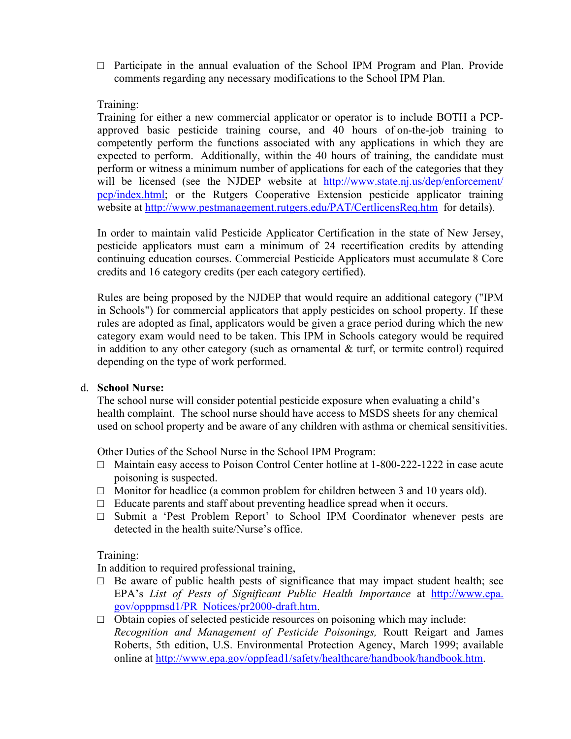- □ Participate in the annual evaluation of the School IPM Program and Plan. Provide comments regarding any necessary modifications to the School IPM Plan.

Training:
Training for either a new commercial applicator or operator is to include BOTH a PCP-approved basic pesticide training course, and 40 hours of on-the-job training to competently perform the functions associated with any applications in which they are expected to perform. Additionally, within the 40 hours of training, the candidate must perform or witness a minimum number of applications for each of the categories that they will be licensed (see the NJDEP website at http://www.state.nj.us/dep/enforcement/pcp/index.html; or the Rutgers Cooperative Extension pesticide applicator training website at http://www.pestmanagement.rutgers.edu/PAT/CertlicensReq.htm for details).

In order to maintain valid Pesticide Applicator Certification in the state of New Jersey, pesticide applicators must earn a minimum of 24 recertification credits by attending continuing education courses. Commercial Pesticide Applicators must accumulate 8 Core credits and 16 category credits (per each category certified).

Rules are being proposed by the NJDEP that would require an additional category ("IPM in Schools") for commercial applicators that apply pesticides on school property. If these rules are adopted as final, applicators would be given a grace period during which the new category exam would need to be taken. This IPM in Schools category would be required in addition to any other category (such as ornamental & turf, or termite control) required depending on the type of work performed.

d. **School Nurse:**
The school nurse will consider potential pesticide exposure when evaluating a child's health complaint. The school nurse should have access to MSDS sheets for any chemical used on school property and be aware of any children with asthma or chemical sensitivities.

Other Duties of the School Nurse in the School IPM Program:

- □ Maintain easy access to Poison Control Center hotline at 1-800-222-1222 in case acute poisoning is suspected.
- □ Monitor for headlice (a common problem for children between 3 and 10 years old).
- □ Educate parents and staff about preventing headlice spread when it occurs.
- □ Submit a 'Pest Problem Report' to School IPM Coordinator whenever pests are detected in the health suite/Nurse's office.

Training:
In addition to required professional training,

- □ Be aware of public health pests of significance that may impact student health; see EPA's *List of Pests of Significant Public Health Importance* at http://www.epa.gov/opppmsd1/PR_Notices/pr2000-draft.htm.
- □ Obtain copies of selected pesticide resources on poisoning which may include: *Recognition and Management of Pesticide Poisonings,* Routt Reigart and James Roberts, 5th edition, U.S. Environmental Protection Agency, March 1999; available online at http://www.epa.gov/oppfead1/safety/healthcare/handbook/handbook.htm.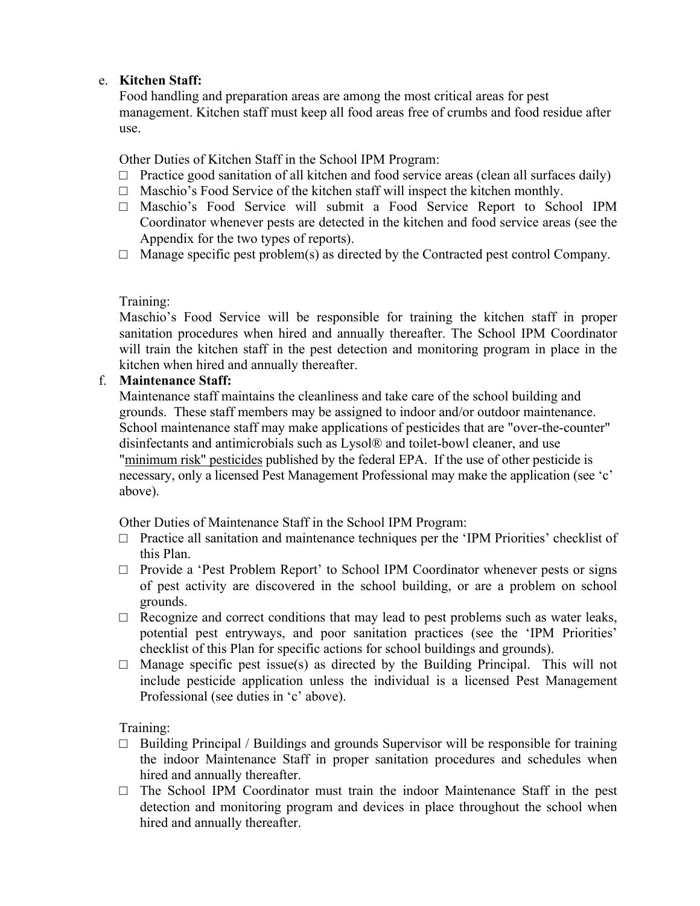e. **Kitchen Staff:**

Food handling and preparation areas are among the most critical areas for pest management. Kitchen staff must keep all food areas free of crumbs and food residue after use.

Other Duties of Kitchen Staff in the School IPM Program:

- □ Practice good sanitation of all kitchen and food service areas (clean all surfaces daily)
- □ Maschio's Food Service of the kitchen staff will inspect the kitchen monthly.
- □ Maschio's Food Service will submit a Food Service Report to School IPM Coordinator whenever pests are detected in the kitchen and food service areas (see the Appendix for the two types of reports).
- □ Manage specific pest problem(s) as directed by the Contracted pest control Company.

Training:

Maschio's Food Service will be responsible for training the kitchen staff in proper sanitation procedures when hired and annually thereafter. The School IPM Coordinator will train the kitchen staff in the pest detection and monitoring program in place in the kitchen when hired and annually thereafter.

f. **Maintenance Staff:**

Maintenance staff maintains the cleanliness and take care of the school building and grounds. These staff members may be assigned to indoor and/or outdoor maintenance. School maintenance staff may make applications of pesticides that are "over-the-counter" disinfectants and antimicrobials such as Lysol® and toilet-bowl cleaner, and use "minimum risk" pesticides published by the federal EPA. If the use of other pesticide is necessary, only a licensed Pest Management Professional may make the application (see 'c' above).

Other Duties of Maintenance Staff in the School IPM Program:

- □ Practice all sanitation and maintenance techniques per the 'IPM Priorities' checklist of this Plan.
- □ Provide a 'Pest Problem Report' to School IPM Coordinator whenever pests or signs of pest activity are discovered in the school building, or are a problem on school grounds.
- □ Recognize and correct conditions that may lead to pest problems such as water leaks, potential pest entryways, and poor sanitation practices (see the 'IPM Priorities' checklist of this Plan for specific actions for school buildings and grounds).
- □ Manage specific pest issue(s) as directed by the Building Principal. This will not include pesticide application unless the individual is a licensed Pest Management Professional (see duties in 'c' above).

Training:

- □ Building Principal / Buildings and grounds Supervisor will be responsible for training the indoor Maintenance Staff in proper sanitation procedures and schedules when hired and annually thereafter.
- □ The School IPM Coordinator must train the indoor Maintenance Staff in the pest detection and monitoring program and devices in place throughout the school when hired and annually thereafter.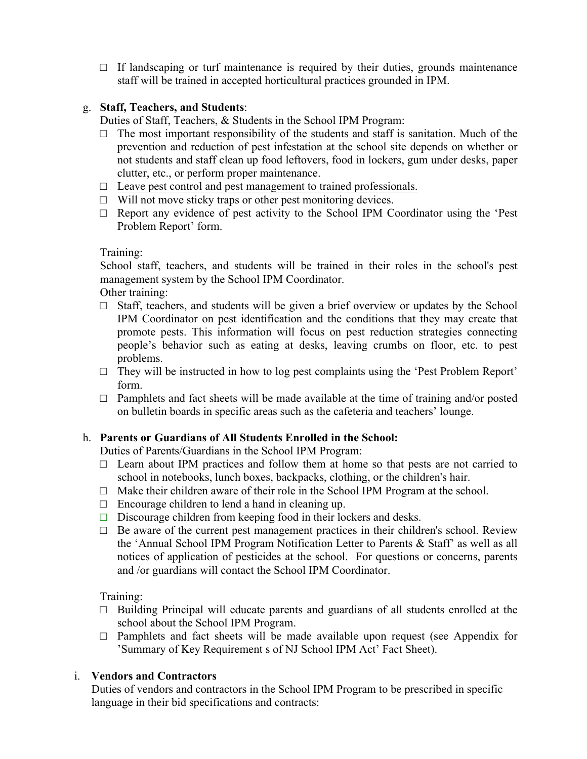- If landscaping or turf maintenance is required by their duties, grounds maintenance staff will be trained in accepted horticultural practices grounded in IPM.

g. **Staff, Teachers, and Students**:

Duties of Staff, Teachers, & Students in the School IPM Program:

- The most important responsibility of the students and staff is sanitation. Much of the prevention and reduction of pest infestation at the school site depends on whether or not students and staff clean up food leftovers, food in lockers, gum under desks, paper clutter, etc., or perform proper maintenance.
- <u>Leave pest control and pest management to trained professionals.</u>
- Will not move sticky traps or other pest monitoring devices.
- Report any evidence of pest activity to the School IPM Coordinator using the 'Pest Problem Report' form.

Training:

School staff, teachers, and students will be trained in their roles in the school's pest management system by the School IPM Coordinator.

Other training:

- Staff, teachers, and students will be given a brief overview or updates by the School IPM Coordinator on pest identification and the conditions that they may create that promote pests. This information will focus on pest reduction strategies connecting people's behavior such as eating at desks, leaving crumbs on floor, etc. to pest problems.
- They will be instructed in how to log pest complaints using the 'Pest Problem Report' form.
- Pamphlets and fact sheets will be made available at the time of training and/or posted on bulletin boards in specific areas such as the cafeteria and teachers' lounge.

h. **Parents or Guardians of All Students Enrolled in the School:**

Duties of Parents/Guardians in the School IPM Program:

- Learn about IPM practices and follow them at home so that pests are not carried to school in notebooks, lunch boxes, backpacks, clothing, or the children's hair.
- Make their children aware of their role in the School IPM Program at the school.
- Encourage children to lend a hand in cleaning up.
- Discourage children from keeping food in their lockers and desks.
- Be aware of the current pest management practices in their children's school. Review the 'Annual School IPM Program Notification Letter to Parents & Staff' as well as all notices of application of pesticides at the school. For questions or concerns, parents and /or guardians will contact the School IPM Coordinator.

Training:

- Building Principal will educate parents and guardians of all students enrolled at the school about the School IPM Program.
- Pamphlets and fact sheets will be made available upon request (see Appendix for 'Summary of Key Requirement s of NJ School IPM Act' Fact Sheet).

i. **Vendors and Contractors**

Duties of vendors and contractors in the School IPM Program to be prescribed in specific language in their bid specifications and contracts: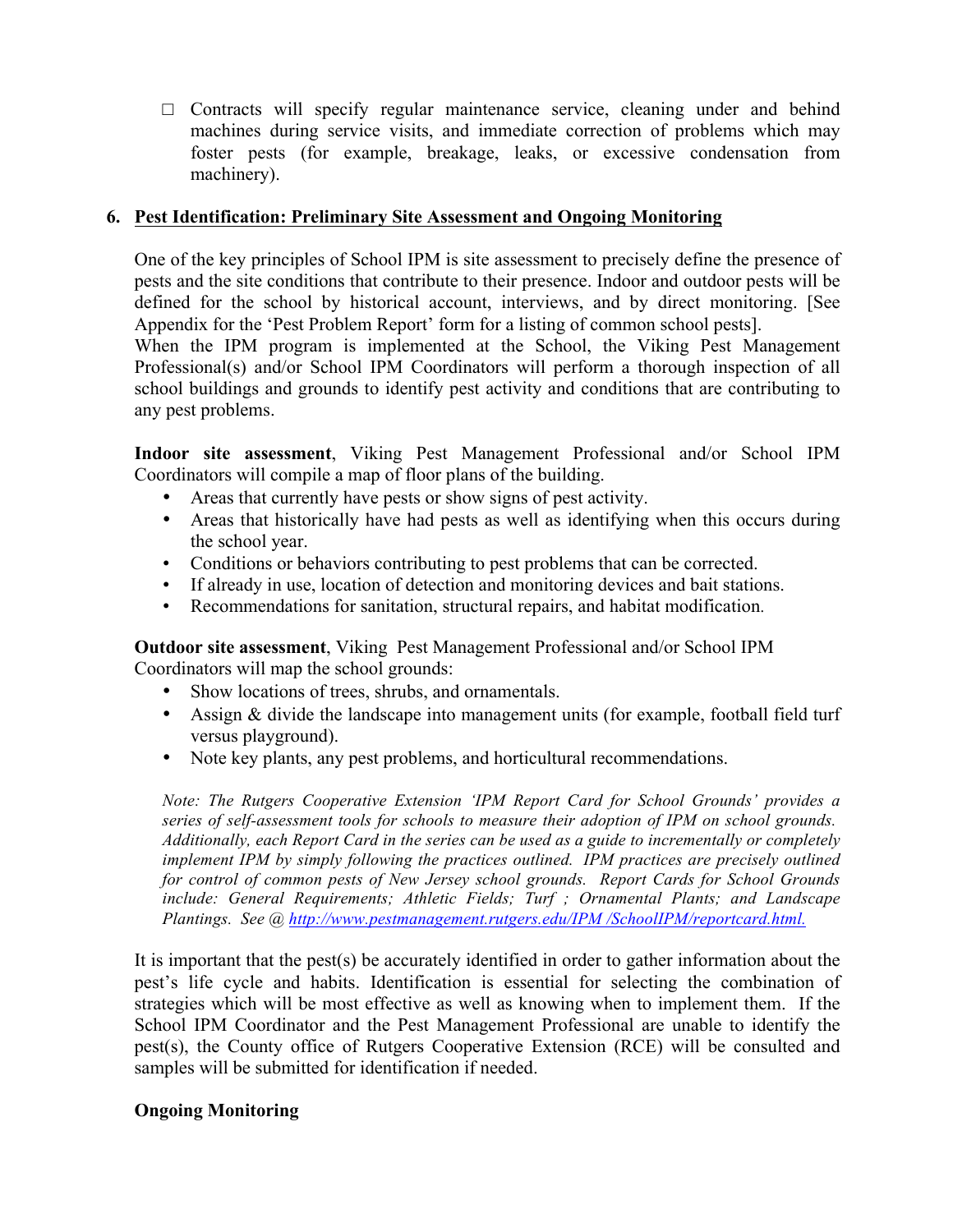- ☐ Contracts will specify regular maintenance service, cleaning under and behind machines during service visits, and immediate correction of problems which may foster pests (for example, breakage, leaks, or excessive condensation from machinery).

## 6. Pest Identification: Preliminary Site Assessment and Ongoing Monitoring

One of the key principles of School IPM is site assessment to precisely define the presence of pests and the site conditions that contribute to their presence. Indoor and outdoor pests will be defined for the school by historical account, interviews, and by direct monitoring. [See Appendix for the 'Pest Problem Report' form for a listing of common school pests].
When the IPM program is implemented at the School, the Viking Pest Management Professional(s) and/or School IPM Coordinators will perform a thorough inspection of all school buildings and grounds to identify pest activity and conditions that are contributing to any pest problems.

**Indoor site assessment**, Viking Pest Management Professional and/or School IPM Coordinators will compile a map of floor plans of the building.

- Areas that currently have pests or show signs of pest activity.
- Areas that historically have had pests as well as identifying when this occurs during the school year.
- Conditions or behaviors contributing to pest problems that can be corrected.
- If already in use, location of detection and monitoring devices and bait stations.
- Recommendations for sanitation, structural repairs, and habitat modification.

**Outdoor site assessment**, Viking Pest Management Professional and/or School IPM Coordinators will map the school grounds:

- Show locations of trees, shrubs, and ornamentals.
- Assign & divide the landscape into management units (for example, football field turf versus playground).
- Note key plants, any pest problems, and horticultural recommendations.

*Note: The Rutgers Cooperative Extension 'IPM Report Card for School Grounds' provides a series of self-assessment tools for schools to measure their adoption of IPM on school grounds. Additionally, each Report Card in the series can be used as a guide to incrementally or completely implement IPM by simply following the practices outlined. IPM practices are precisely outlined for control of common pests of New Jersey school grounds. Report Cards for School Grounds include: General Requirements; Athletic Fields; Turf ; Ornamental Plants; and Landscape Plantings. See @ [http://www.pestmanagement.rutgers.edu/IPM /SchoolIPM/reportcard.html.](http://www.pestmanagement.rutgers.edu/IPM/SchoolIPM/reportcard.html)*

It is important that the pest(s) be accurately identified in order to gather information about the pest's life cycle and habits. Identification is essential for selecting the combination of strategies which will be most effective as well as knowing when to implement them. If the School IPM Coordinator and the Pest Management Professional are unable to identify the pest(s), the County office of Rutgers Cooperative Extension (RCE) will be consulted and samples will be submitted for identification if needed.

**Ongoing Monitoring**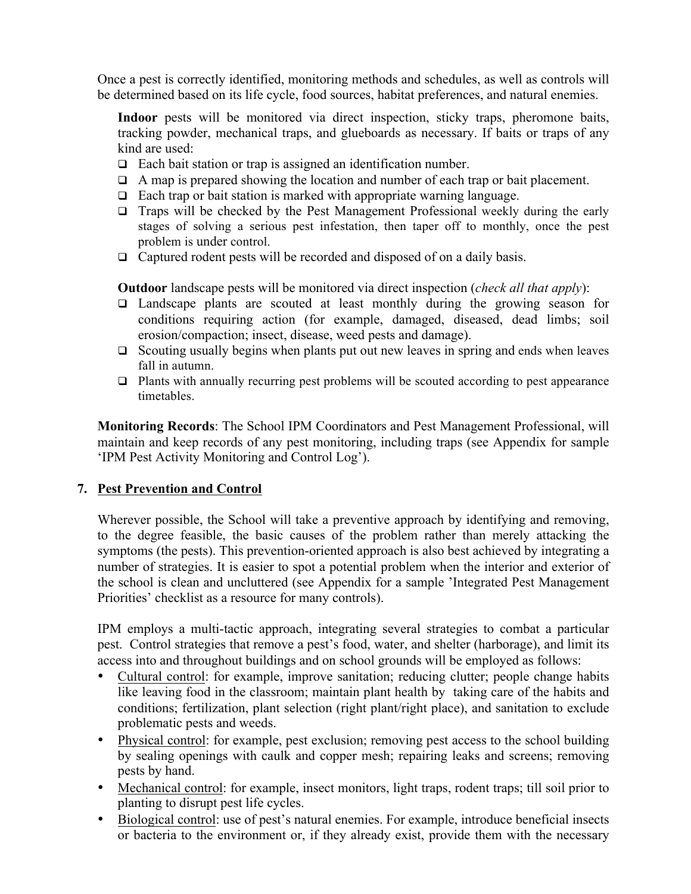Once a pest is correctly identified, monitoring methods and schedules, as well as controls will be determined based on its life cycle, food sources, habitat preferences, and natural enemies.

**Indoor** pests will be monitored via direct inspection, sticky traps, pheromone baits, tracking powder, mechanical traps, and glueboards as necessary. If baits or traps of any kind are used:

- ❑ Each bait station or trap is assigned an identification number.
- ❑ A map is prepared showing the location and number of each trap or bait placement.
- ❑ Each trap or bait station is marked with appropriate warning language.
- ❑ Traps will be checked by the Pest Management Professional weekly during the early stages of solving a serious pest infestation, then taper off to monthly, once the pest problem is under control.
- ❑ Captured rodent pests will be recorded and disposed of on a daily basis.

**Outdoor** landscape pests will be monitored via direct inspection (*check all that apply*):

- ❑ Landscape plants are scouted at least monthly during the growing season for conditions requiring action (for example, damaged, diseased, dead limbs; soil erosion/compaction; insect, disease, weed pests and damage).
- ❑ Scouting usually begins when plants put out new leaves in spring and ends when leaves fall in autumn.
- ❑ Plants with annually recurring pest problems will be scouted according to pest appearance timetables.

**Monitoring Records**: The School IPM Coordinators and Pest Management Professional, will maintain and keep records of any pest monitoring, including traps (see Appendix for sample 'IPM Pest Activity Monitoring and Control Log').

## 7. Pest Prevention and Control

Wherever possible, the School will take a preventive approach by identifying and removing, to the degree feasible, the basic causes of the problem rather than merely attacking the symptoms (the pests). This prevention-oriented approach is also best achieved by integrating a number of strategies. It is easier to spot a potential problem when the interior and exterior of the school is clean and uncluttered (see Appendix for a sample 'Integrated Pest Management Priorities' checklist as a resource for many controls).

IPM employs a multi-tactic approach, integrating several strategies to combat a particular pest. Control strategies that remove a pest's food, water, and shelter (harborage), and limit its access into and throughout buildings and on school grounds will be employed as follows:

- Cultural control: for example, improve sanitation; reducing clutter; people change habits like leaving food in the classroom; maintain plant health by taking care of the habits and conditions; fertilization, plant selection (right plant/right place), and sanitation to exclude problematic pests and weeds.
- Physical control: for example, pest exclusion; removing pest access to the school building by sealing openings with caulk and copper mesh; repairing leaks and screens; removing pests by hand.
- Mechanical control: for example, insect monitors, light traps, rodent traps; till soil prior to planting to disrupt pest life cycles.
- Biological control: use of pest's natural enemies. For example, introduce beneficial insects or bacteria to the environment or, if they already exist, provide them with the necessary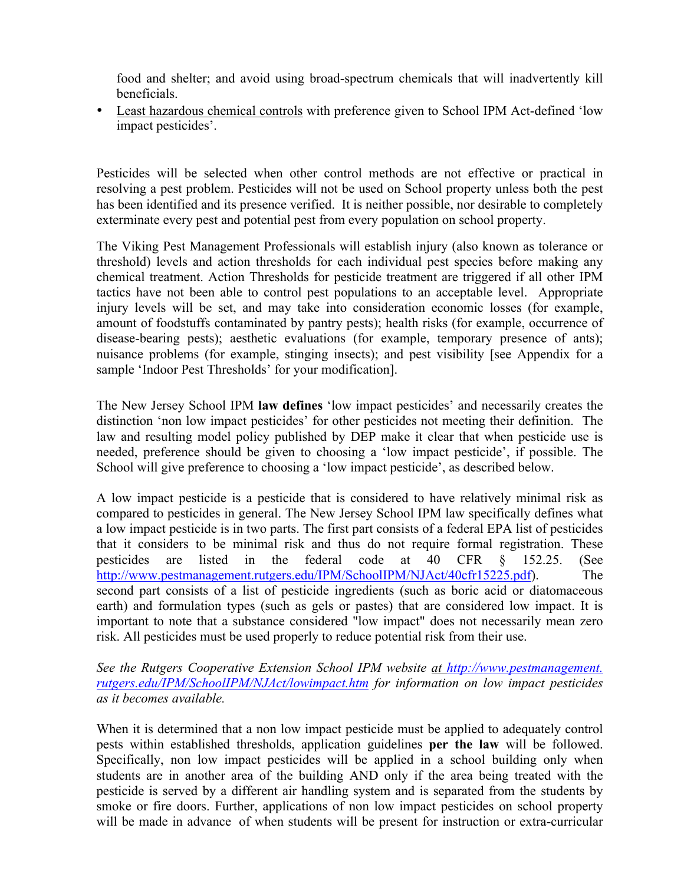food and shelter; and avoid using broad-spectrum chemicals that will inadvertently kill beneficials.

- Least hazardous chemical controls with preference given to School IPM Act-defined 'low impact pesticides'.

Pesticides will be selected when other control methods are not effective or practical in resolving a pest problem. Pesticides will not be used on School property unless both the pest has been identified and its presence verified. It is neither possible, nor desirable to completely exterminate every pest and potential pest from every population on school property.

The Viking Pest Management Professionals will establish injury (also known as tolerance or threshold) levels and action thresholds for each individual pest species before making any chemical treatment. Action Thresholds for pesticide treatment are triggered if all other IPM tactics have not been able to control pest populations to an acceptable level. Appropriate injury levels will be set, and may take into consideration economic losses (for example, amount of foodstuffs contaminated by pantry pests); health risks (for example, occurrence of disease-bearing pests); aesthetic evaluations (for example, temporary presence of ants); nuisance problems (for example, stinging insects); and pest visibility [see Appendix for a sample 'Indoor Pest Thresholds' for your modification].

The New Jersey School IPM **law defines** 'low impact pesticides' and necessarily creates the distinction 'non low impact pesticides' for other pesticides not meeting their definition. The law and resulting model policy published by DEP make it clear that when pesticide use is needed, preference should be given to choosing a 'low impact pesticide', if possible. The School will give preference to choosing a 'low impact pesticide', as described below.

A low impact pesticide is a pesticide that is considered to have relatively minimal risk as compared to pesticides in general. The New Jersey School IPM law specifically defines what a low impact pesticide is in two parts. The first part consists of a federal EPA list of pesticides that it considers to be minimal risk and thus do not require formal registration. These pesticides are listed in the federal code at 40 CFR § 152.25. (See http://www.pestmanagement.rutgers.edu/IPM/SchoolIPM/NJAct/40cfr15225.pdf). The second part consists of a list of pesticide ingredients (such as boric acid or diatomaceous earth) and formulation types (such as gels or pastes) that are considered low impact. It is important to note that a substance considered "low impact" does not necessarily mean zero risk. All pesticides must be used properly to reduce potential risk from their use.

*See the Rutgers Cooperative Extension School IPM website at http://www.pestmanagement.rutgers.edu/IPM/SchoolIPM/NJAct/lowimpact.htm for information on low impact pesticides as it becomes available.*

When it is determined that a non low impact pesticide must be applied to adequately control pests within established thresholds, application guidelines **per the law** will be followed. Specifically, non low impact pesticides will be applied in a school building only when students are in another area of the building AND only if the area being treated with the pesticide is served by a different air handling system and is separated from the students by smoke or fire doors. Further, applications of non low impact pesticides on school property will be made in advance of when students will be present for instruction or extra-curricular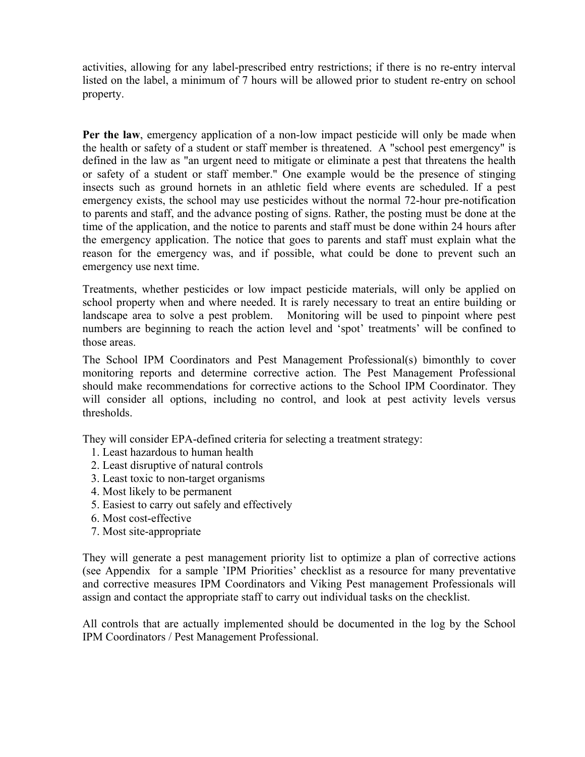activities, allowing for any label-prescribed entry restrictions; if there is no re-entry interval listed on the label, a minimum of 7 hours will be allowed prior to student re-entry on school property.

**Per the law**, emergency application of a non-low impact pesticide will only be made when the health or safety of a student or staff member is threatened. A "school pest emergency" is defined in the law as "an urgent need to mitigate or eliminate a pest that threatens the health or safety of a student or staff member." One example would be the presence of stinging insects such as ground hornets in an athletic field where events are scheduled. If a pest emergency exists, the school may use pesticides without the normal 72-hour pre-notification to parents and staff, and the advance posting of signs. Rather, the posting must be done at the time of the application, and the notice to parents and staff must be done within 24 hours after the emergency application. The notice that goes to parents and staff must explain what the reason for the emergency was, and if possible, what could be done to prevent such an emergency use next time.

Treatments, whether pesticides or low impact pesticide materials, will only be applied on school property when and where needed. It is rarely necessary to treat an entire building or landscape area to solve a pest problem. Monitoring will be used to pinpoint where pest numbers are beginning to reach the action level and 'spot' treatments' will be confined to those areas.

The School IPM Coordinators and Pest Management Professional(s) bimonthly to cover monitoring reports and determine corrective action. The Pest Management Professional should make recommendations for corrective actions to the School IPM Coordinator. They will consider all options, including no control, and look at pest activity levels versus thresholds.

They will consider EPA-defined criteria for selecting a treatment strategy:

1. Least hazardous to human health
2. Least disruptive of natural controls
3. Least toxic to non-target organisms
4. Most likely to be permanent
5. Easiest to carry out safely and effectively
6. Most cost-effective
7. Most site-appropriate

They will generate a pest management priority list to optimize a plan of corrective actions (see Appendix for a sample 'IPM Priorities' checklist as a resource for many preventative and corrective measures IPM Coordinators and Viking Pest management Professionals will assign and contact the appropriate staff to carry out individual tasks on the checklist.

All controls that are actually implemented should be documented in the log by the School IPM Coordinators / Pest Management Professional.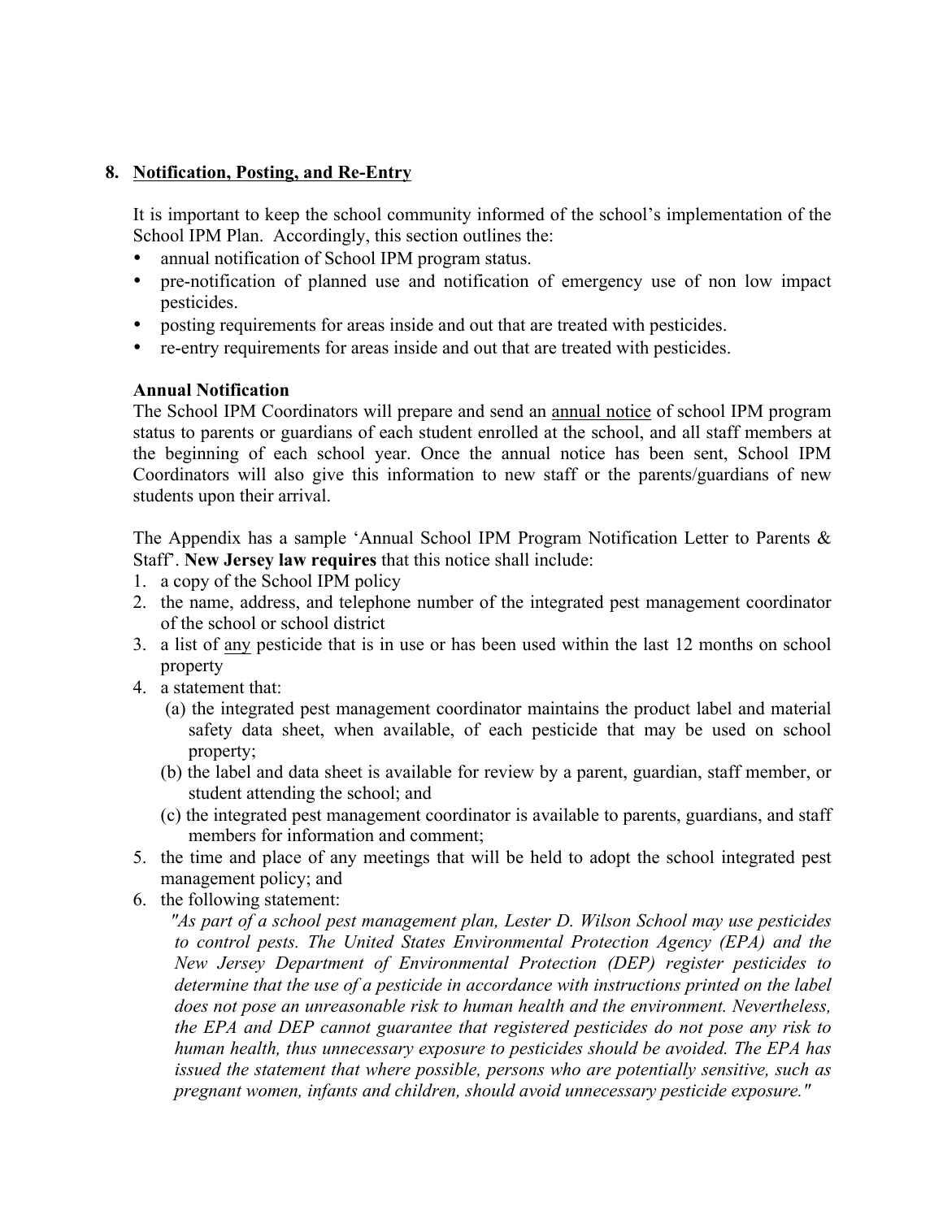## 8. Notification, Posting, and Re-Entry

It is important to keep the school community informed of the school's implementation of the School IPM Plan. Accordingly, this section outlines the:

- annual notification of School IPM program status.
- pre-notification of planned use and notification of emergency use of non low impact pesticides.
- posting requirements for areas inside and out that are treated with pesticides.
- re-entry requirements for areas inside and out that are treated with pesticides.

**Annual Notification**

The School IPM Coordinators will prepare and send an annual notice of school IPM program status to parents or guardians of each student enrolled at the school, and all staff members at the beginning of each school year. Once the annual notice has been sent, School IPM Coordinators will also give this information to new staff or the parents/guardians of new students upon their arrival.

The Appendix has a sample 'Annual School IPM Program Notification Letter to Parents & Staff'. **New Jersey law requires** that this notice shall include:

1. a copy of the School IPM policy
2. the name, address, and telephone number of the integrated pest management coordinator of the school or school district
3. a list of any pesticide that is in use or has been used within the last 12 months on school property
4. a statement that:
   (a) the integrated pest management coordinator maintains the product label and material safety data sheet, when available, of each pesticide that may be used on school property;
   (b) the label and data sheet is available for review by a parent, guardian, staff member, or student attending the school; and
   (c) the integrated pest management coordinator is available to parents, guardians, and staff members for information and comment;
5. the time and place of any meetings that will be held to adopt the school integrated pest management policy; and
6. the following statement:

   *"As part of a school pest management plan, Lester D. Wilson School may use pesticides to control pests. The United States Environmental Protection Agency (EPA) and the New Jersey Department of Environmental Protection (DEP) register pesticides to determine that the use of a pesticide in accordance with instructions printed on the label does not pose an unreasonable risk to human health and the environment. Nevertheless, the EPA and DEP cannot guarantee that registered pesticides do not pose any risk to human health, thus unnecessary exposure to pesticides should be avoided. The EPA has issued the statement that where possible, persons who are potentially sensitive, such as pregnant women, infants and children, should avoid unnecessary pesticide exposure."*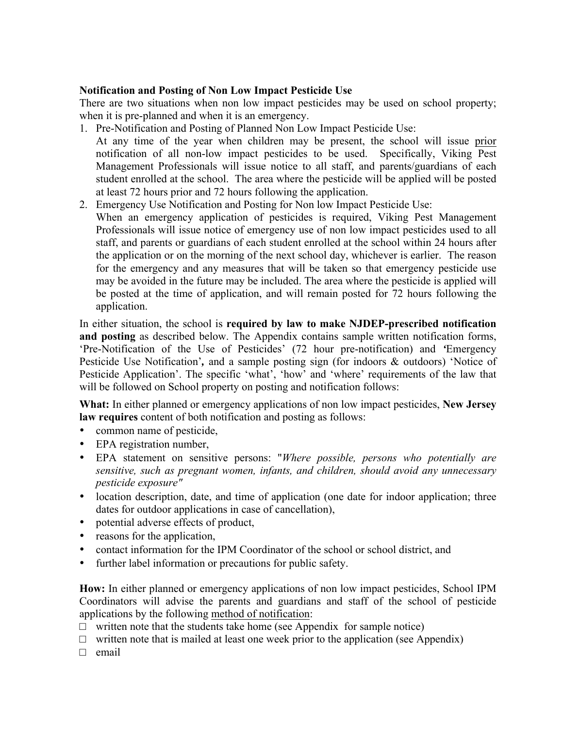**Notification and Posting of Non Low Impact Pesticide Use**

There are two situations when non low impact pesticides may be used on school property; when it is pre-planned and when it is an emergency.

1. Pre-Notification and Posting of Planned Non Low Impact Pesticide Use:
   At any time of the year when children may be present, the school will issue <u>prior</u> notification of all non-low impact pesticides to be used. Specifically, Viking Pest Management Professionals will issue notice to all staff, and parents/guardians of each student enrolled at the school. The area where the pesticide will be applied will be posted at least 72 hours prior and 72 hours following the application.
2. Emergency Use Notification and Posting for Non low Impact Pesticide Use:
   When an emergency application of pesticides is required, Viking Pest Management Professionals will issue notice of emergency use of non low impact pesticides used to all staff, and parents or guardians of each student enrolled at the school within 24 hours after the application or on the morning of the next school day, whichever is earlier. The reason for the emergency and any measures that will be taken so that emergency pesticide use may be avoided in the future may be included. The area where the pesticide is applied will be posted at the time of application, and will remain posted for 72 hours following the application.

In either situation, the school is **required by law to make NJDEP-prescribed notification and posting** as described below. The Appendix contains sample written notification forms, 'Pre-Notification of the Use of Pesticides' (72 hour pre-notification) and 'Emergency Pesticide Use Notification', and a sample posting sign (for indoors & outdoors) 'Notice of Pesticide Application'. The specific 'what', 'how' and 'where' requirements of the law that will be followed on School property on posting and notification follows:

**What:** In either planned or emergency applications of non low impact pesticides, **New Jersey law requires** content of both notification and posting as follows:

- common name of pesticide,
- EPA registration number,
- EPA statement on sensitive persons: "*Where possible, persons who potentially are sensitive, such as pregnant women, infants, and children, should avoid any unnecessary pesticide exposure"*
- location description, date, and time of application (one date for indoor application; three dates for outdoor applications in case of cancellation),
- potential adverse effects of product,
- reasons for the application,
- contact information for the IPM Coordinator of the school or school district, and
- further label information or precautions for public safety.

**How:** In either planned or emergency applications of non low impact pesticides, School IPM Coordinators will advise the parents and guardians and staff of the school of pesticide applications by the following <u>method of notification</u>:

□ written note that the students take home (see Appendix for sample notice)
□ written note that is mailed at least one week prior to the application (see Appendix)
□ email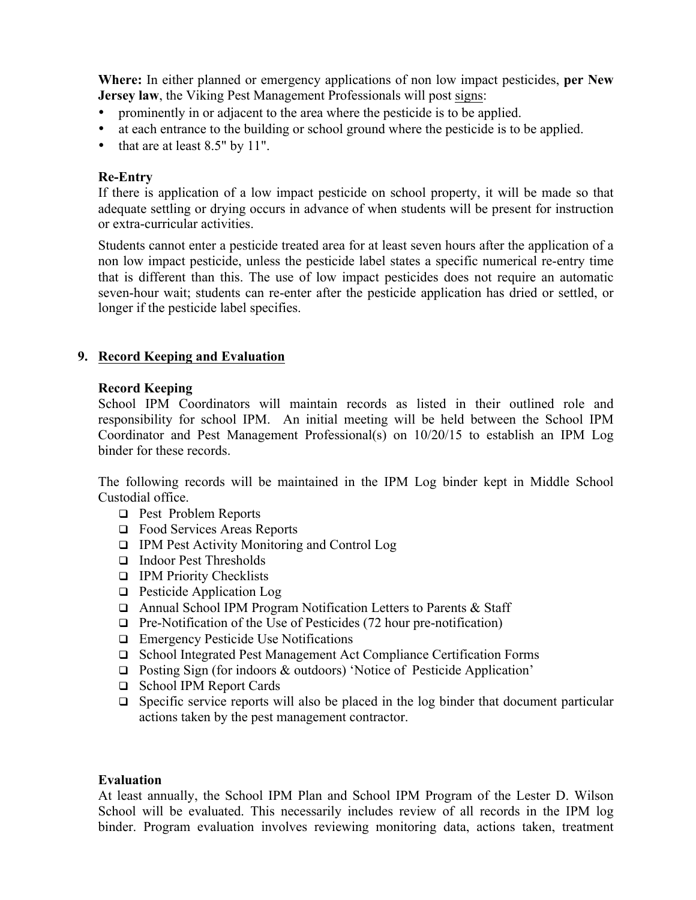**Where:** In either planned or emergency applications of non low impact pesticides, **per New Jersey law**, the Viking Pest Management Professionals will post <u>signs</u>:

- prominently in or adjacent to the area where the pesticide is to be applied.
- at each entrance to the building or school ground where the pesticide is to be applied.
- that are at least 8.5" by 11".

**Re-Entry**

If there is application of a low impact pesticide on school property, it will be made so that adequate settling or drying occurs in advance of when students will be present for instruction or extra-curricular activities.

Students cannot enter a pesticide treated area for at least seven hours after the application of a non low impact pesticide, unless the pesticide label states a specific numerical re-entry time that is different than this. The use of low impact pesticides does not require an automatic seven-hour wait; students can re-enter after the pesticide application has dried or settled, or longer if the pesticide label specifies.

## 9. <u>Record Keeping and Evaluation</u>

**Record Keeping**

School IPM Coordinators will maintain records as listed in their outlined role and responsibility for school IPM. An initial meeting will be held between the School IPM Coordinator and Pest Management Professional(s) on 10/20/15 to establish an IPM Log binder for these records.

The following records will be maintained in the IPM Log binder kept in Middle School Custodial office.

- ❑ Pest Problem Reports
- ❑ Food Services Areas Reports
- ❑ IPM Pest Activity Monitoring and Control Log
- ❑ Indoor Pest Thresholds
- ❑ IPM Priority Checklists
- ❑ Pesticide Application Log
- ❑ Annual School IPM Program Notification Letters to Parents & Staff
- ❑ Pre-Notification of the Use of Pesticides (72 hour pre-notification)
- ❑ Emergency Pesticide Use Notifications
- ❑ School Integrated Pest Management Act Compliance Certification Forms
- ❑ Posting Sign (for indoors & outdoors) 'Notice of Pesticide Application'
- ❑ School IPM Report Cards
- ❑ Specific service reports will also be placed in the log binder that document particular actions taken by the pest management contractor.

**Evaluation**

At least annually, the School IPM Plan and School IPM Program of the Lester D. Wilson School will be evaluated. This necessarily includes review of all records in the IPM log binder. Program evaluation involves reviewing monitoring data, actions taken, treatment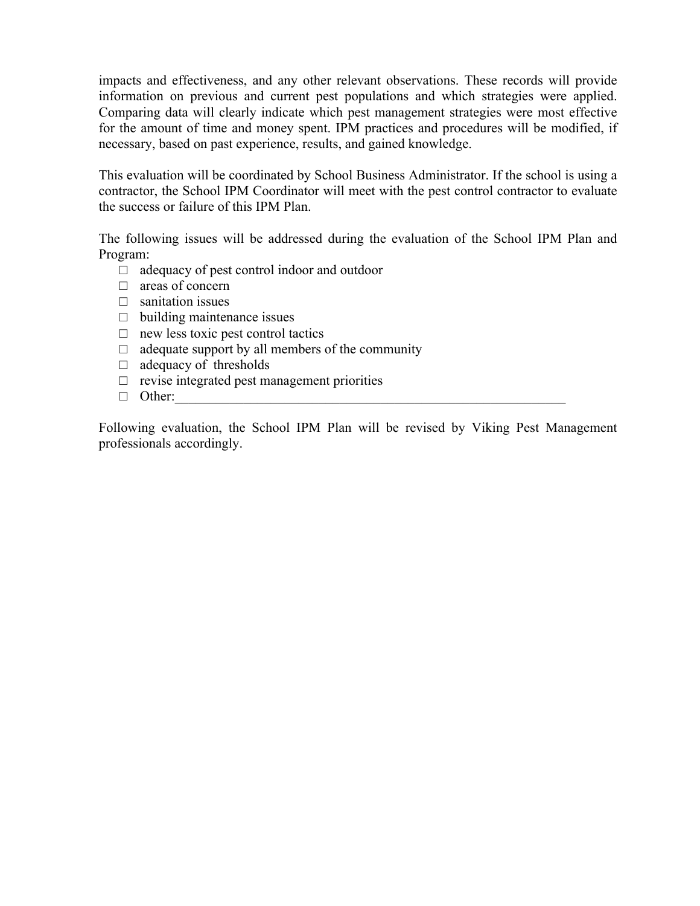impacts and effectiveness, and any other relevant observations. These records will provide information on previous and current pest populations and which strategies were applied. Comparing data will clearly indicate which pest management strategies were most effective for the amount of time and money spent. IPM practices and procedures will be modified, if necessary, based on past experience, results, and gained knowledge.

This evaluation will be coordinated by School Business Administrator. If the school is using a contractor, the School IPM Coordinator will meet with the pest control contractor to evaluate the success or failure of this IPM Plan.

The following issues will be addressed during the evaluation of the School IPM Plan and Program:

- □ adequacy of pest control indoor and outdoor
- □ areas of concern
- □ sanitation issues
- □ building maintenance issues
- □ new less toxic pest control tactics
- □ adequate support by all members of the community
- □ adequacy of thresholds
- □ revise integrated pest management priorities
- □ Other:____________________________________________________________

Following evaluation, the School IPM Plan will be revised by Viking Pest Management professionals accordingly.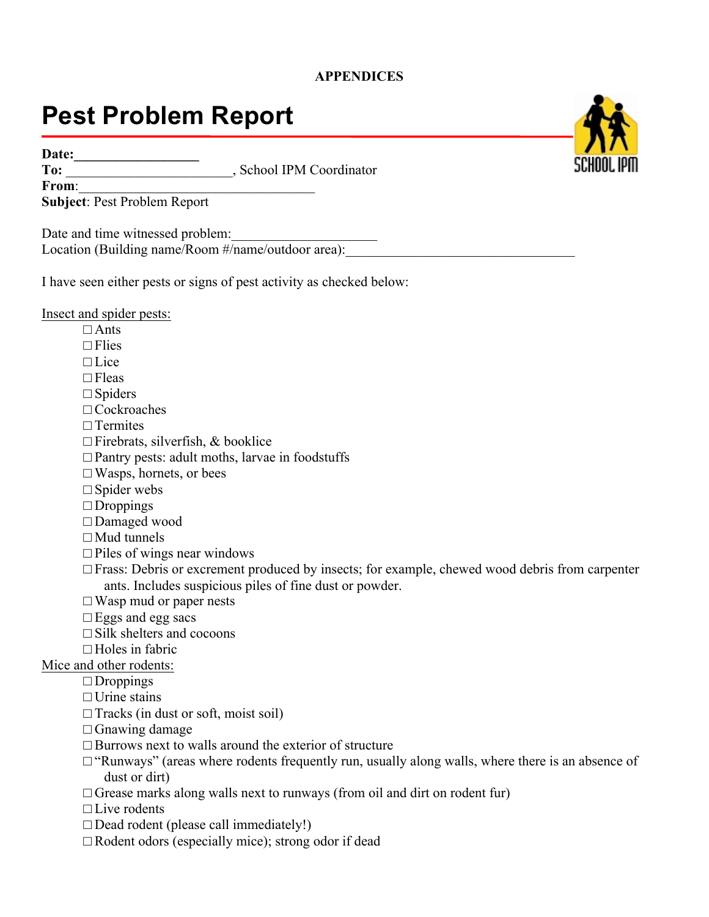**APPENDICES**

# Pest Problem Report

**Date:**\_\_\_\_\_\_\_\_\_\_\_\_\_\_\_\_\_\_
**To:** \_\_\_\_\_\_\_\_\_\_\_\_\_\_\_\_\_\_\_\_\_\_\_\_, School IPM Coordinator
**From**:\_\_\_\_\_\_\_\_\_\_\_\_\_\_\_\_\_\_\_\_\_\_\_\_\_\_\_\_\_\_\_\_\_\_\_\_
**Subject**: Pest Problem Report

Date and time witnessed problem:\_\_\_\_\_\_\_\_\_\_\_\_\_\_\_\_\_\_\_\_\_
Location (Building name/Room #/name/outdoor area):\_\_\_\_\_\_\_\_\_\_\_\_\_\_\_\_\_\_\_\_\_\_\_\_\_\_\_\_\_\_\_\_\_\_

I have seen either pests or signs of pest activity as checked below:

Insect and spider pests:

- ☐ Ants
- ☐ Flies
- ☐ Lice
- ☐ Fleas
- ☐ Spiders
- ☐ Cockroaches
- ☐ Termites
- ☐ Firebrats, silverfish, & booklice
- ☐ Pantry pests: adult moths, larvae in foodstuffs
- ☐ Wasps, hornets, or bees
- ☐ Spider webs
- ☐ Droppings
- ☐ Damaged wood
- ☐ Mud tunnels
- ☐ Piles of wings near windows
- ☐ Frass: Debris or excrement produced by insects; for example, chewed wood debris from carpenter ants. Includes suspicious piles of fine dust or powder.
- ☐ Wasp mud or paper nests
- ☐ Eggs and egg sacs
- ☐ Silk shelters and cocoons
- ☐ Holes in fabric

Mice and other rodents:

- ☐ Droppings
- ☐ Urine stains
- ☐ Tracks (in dust or soft, moist soil)
- ☐ Gnawing damage
- ☐ Burrows next to walls around the exterior of structure
- ☐ "Runways" (areas where rodents frequently run, usually along walls, where there is an absence of dust or dirt)
- ☐ Grease marks along walls next to runways (from oil and dirt on rodent fur)
- ☐ Live rodents
- ☐ Dead rodent (please call immediately!)
- ☐ Rodent odors (especially mice); strong odor if dead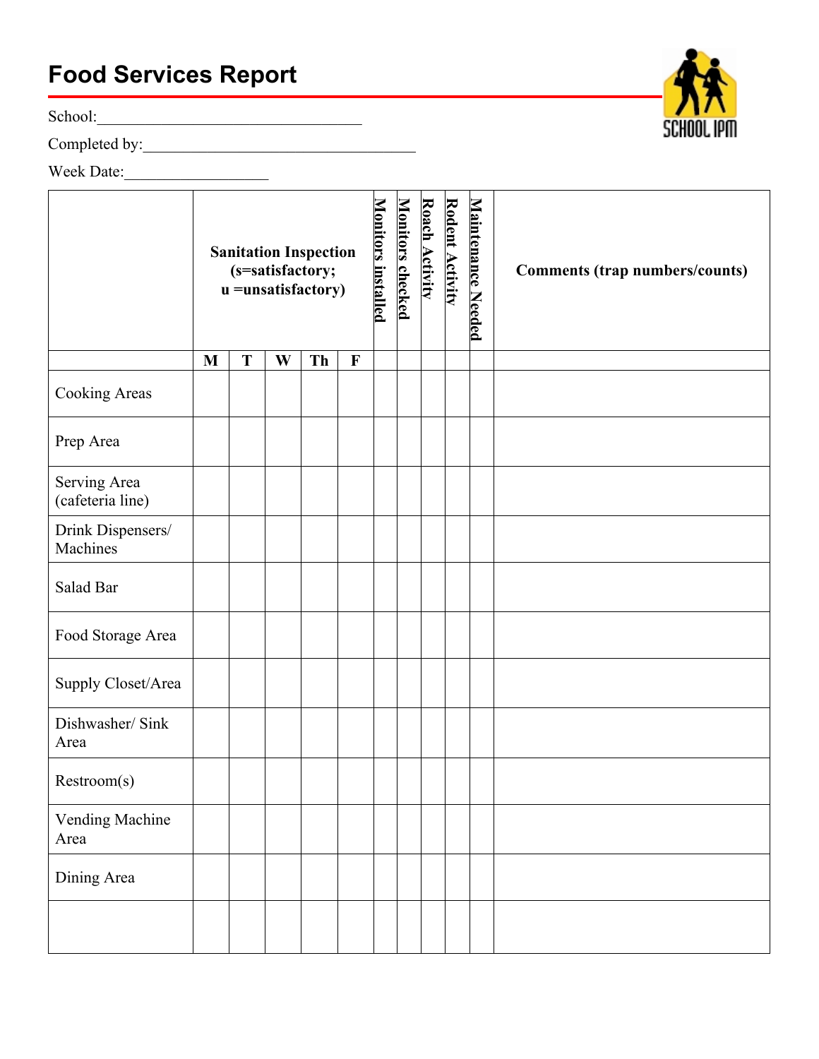# Food Services Report

School:\_\_\_\_\_\_\_\_\_\_\_\_\_\_\_\_\_\_\_\_\_\_\_\_\_\_\_\_\_\_\_\_\_\_

Completed by:\_\_\_\_\_\_\_\_\_\_\_\_\_\_\_\_\_\_\_\_\_\_\_\_\_\_\_\_\_\_\_\_\_\_\_

Week Date:\_\_\_\_\_\_\_\_\_\_\_\_\_\_\_\_\_\_\_

| | Sanitation Inspection (s=satisfactory; u =unsatisfactory) | | | | | Monitors installed | Monitors checked | Roach Activity | Rodent Activity | Maintenance Needed | Comments (trap numbers/counts) |
|---|---|---|---|---|---|---|---|---|---|---|---|
| | M | T | W | Th | F | | | | | | |
| Cooking Areas | | | | | | | | | | | |
| Prep Area | | | | | | | | | | | |
| Serving Area (cafeteria line) | | | | | | | | | | | |
| Drink Dispensers/ Machines | | | | | | | | | | | |
| Salad Bar | | | | | | | | | | | |
| Food Storage Area | | | | | | | | | | | |
| Supply Closet/Area | | | | | | | | | | | |
| Dishwasher/ Sink Area | | | | | | | | | | | |
| Restroom(s) | | | | | | | | | | | |
| Vending Machine Area | | | | | | | | | | | |
| Dining Area | | | | | | | | | | | |
| | | | | | | | | | | | |